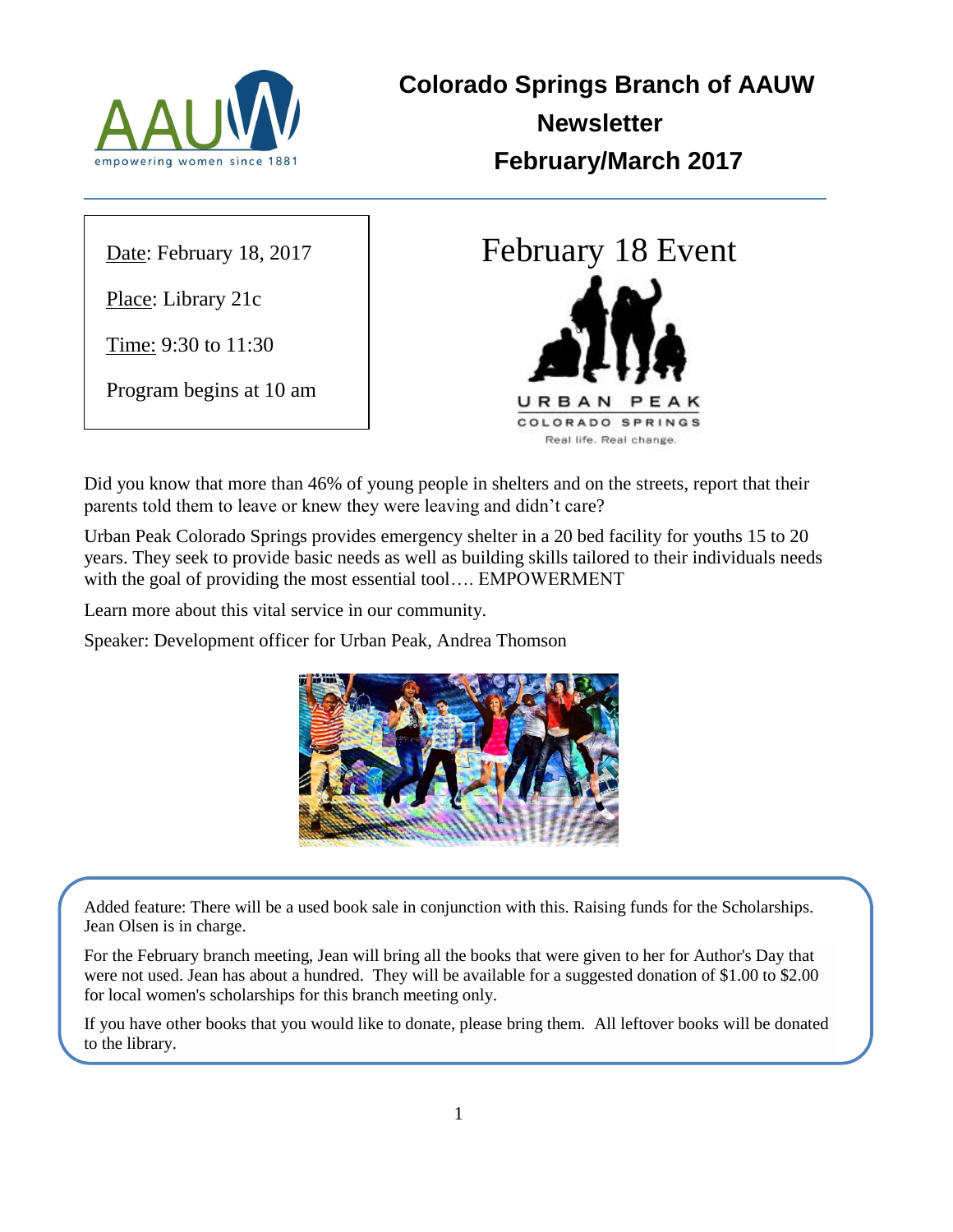# Colorado Springs Branch of AAUW Newsletter

## February/March 2017

Date: February 18, 2017

Place: Library 21c

Time: 9:30 to 11:30

Program begins at 10 am

## February 18 Event

Did you know that more than 46% of young people in shelters and on the streets, report that their parents told them to leave or knew they were leaving and didn't care?

Urban Peak Colorado Springs provides emergency shelter in a 20 bed facility for youths 15 to 20 years. They seek to provide basic needs as well as building skills tailored to their individuals needs with the goal of providing the most essential tool…. EMPOWERMENT

Learn more about this vital service in our community.

Speaker: Development officer for Urban Peak, Andrea Thomson

Added feature: There will be a used book sale in conjunction with this. Raising funds for the Scholarships. Jean Olsen is in charge.

For the February branch meeting, Jean will bring all the books that were given to her for Author's Day that were not used. Jean has about a hundred. They will be available for a suggested donation of $1.00 to $2.00 for local women's scholarships for this branch meeting only.

If you have other books that you would like to donate, please bring them. All leftover books will be donated to the library.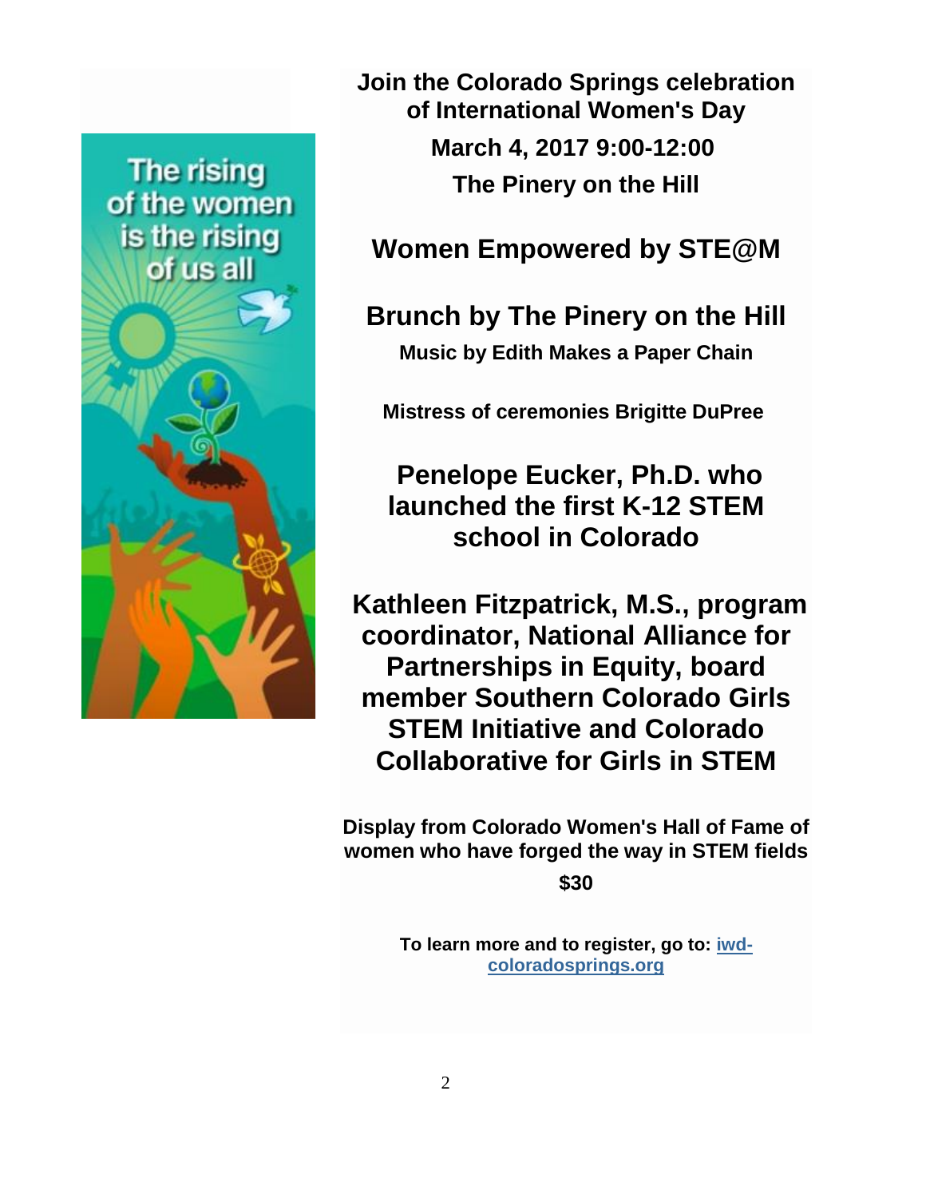**Join the Colorado Springs celebration of International Women's Day**

**March 4, 2017 9:00-12:00**

**The Pinery on the Hill**

## Women Empowered by STE@M

## Brunch by The Pinery on the Hill

**Music by Edith Makes a Paper Chain**

**Mistress of ceremonies Brigitte DuPree**

## Penelope Eucker, Ph.D. who launched the first K-12 STEM school in Colorado

## Kathleen Fitzpatrick, M.S., program coordinator, National Alliance for Partnerships in Equity, board member Southern Colorado Girls STEM Initiative and Colorado Collaborative for Girls in STEM

**Display from Colorado Women's Hall of Fame of women who have forged the way in STEM fields**

**$30**

**To learn more and to register, go to: [iwd-coloradosprings.org](iwd-coloradosprings.org)**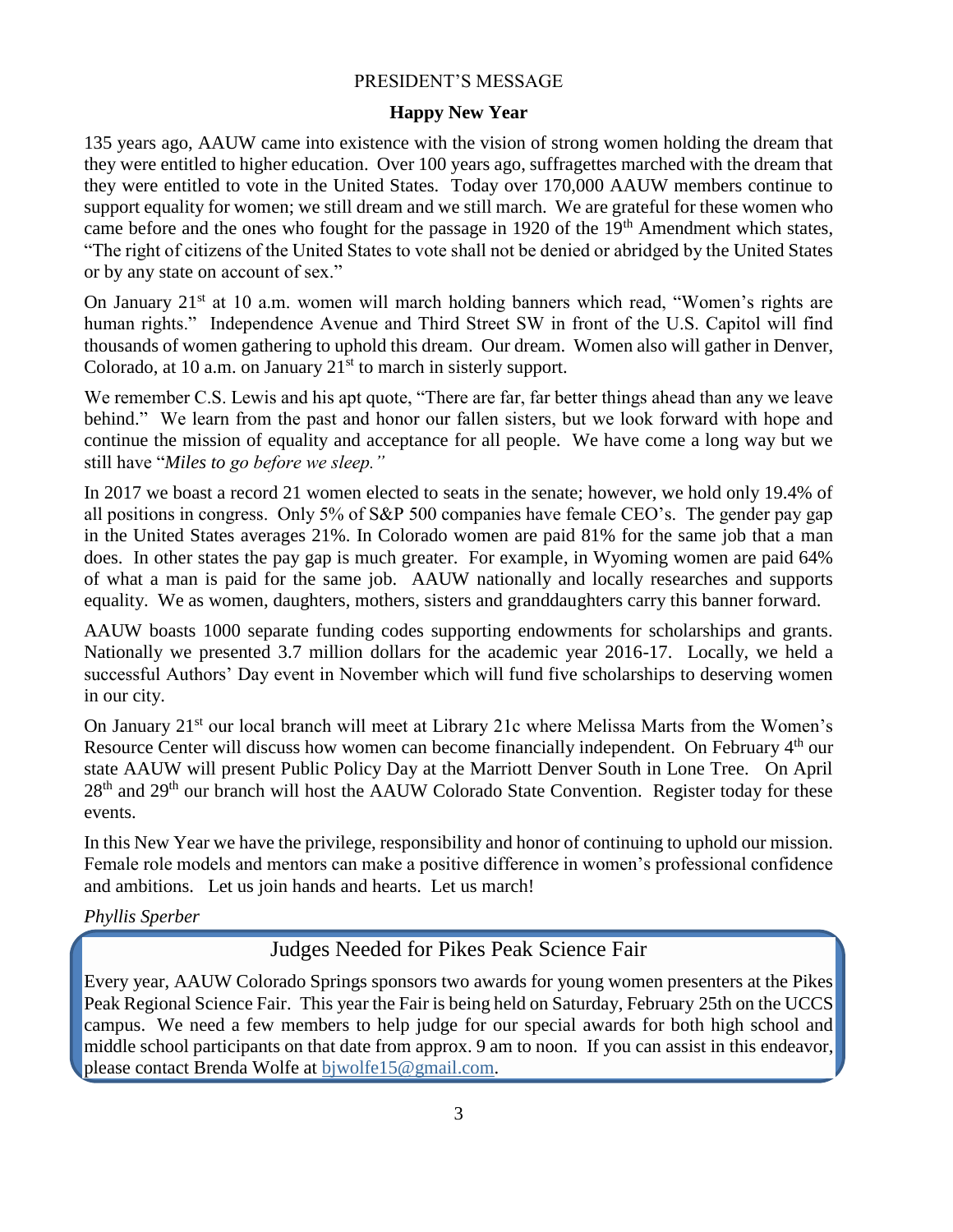PRESIDENT'S MESSAGE

## Happy New Year

135 years ago, AAUW came into existence with the vision of strong women holding the dream that they were entitled to higher education. Over 100 years ago, suffragettes marched with the dream that they were entitled to vote in the United States. Today over 170,000 AAUW members continue to support equality for women; we still dream and we still march. We are grateful for these women who came before and the ones who fought for the passage in 1920 of the 19th Amendment which states, "The right of citizens of the United States to vote shall not be denied or abridged by the United States or by any state on account of sex."

On January 21st at 10 a.m. women will march holding banners which read, "Women's rights are human rights." Independence Avenue and Third Street SW in front of the U.S. Capitol will find thousands of women gathering to uphold this dream. Our dream. Women also will gather in Denver, Colorado, at 10 a.m. on January 21st to march in sisterly support.

We remember C.S. Lewis and his apt quote, "There are far, far better things ahead than any we leave behind." We learn from the past and honor our fallen sisters, but we look forward with hope and continue the mission of equality and acceptance for all people. We have come a long way but we still have "*Miles to go before we sleep."*

In 2017 we boast a record 21 women elected to seats in the senate; however, we hold only 19.4% of all positions in congress. Only 5% of S&P 500 companies have female CEO's. The gender pay gap in the United States averages 21%. In Colorado women are paid 81% for the same job that a man does. In other states the pay gap is much greater. For example, in Wyoming women are paid 64% of what a man is paid for the same job. AAUW nationally and locally researches and supports equality. We as women, daughters, mothers, sisters and granddaughters carry this banner forward.

AAUW boasts 1000 separate funding codes supporting endowments for scholarships and grants. Nationally we presented 3.7 million dollars for the academic year 2016-17. Locally, we held a successful Authors' Day event in November which will fund five scholarships to deserving women in our city.

On January 21st our local branch will meet at Library 21c where Melissa Marts from the Women's Resource Center will discuss how women can become financially independent. On February 4th our state AAUW will present Public Policy Day at the Marriott Denver South in Lone Tree. On April 28th and 29th our branch will host the AAUW Colorado State Convention. Register today for these events.

In this New Year we have the privilege, responsibility and honor of continuing to uphold our mission. Female role models and mentors can make a positive difference in women's professional confidence and ambitions. Let us join hands and hearts. Let us march!

*Phyllis Sperber*

## Judges Needed for Pikes Peak Science Fair

Every year, AAUW Colorado Springs sponsors two awards for young women presenters at the Pikes Peak Regional Science Fair. This year the Fair is being held on Saturday, February 25th on the UCCS campus. We need a few members to help judge for our special awards for both high school and middle school participants on that date from approx. 9 am to noon. If you can assist in this endeavor, please contact Brenda Wolfe at bjwolfe15@gmail.com.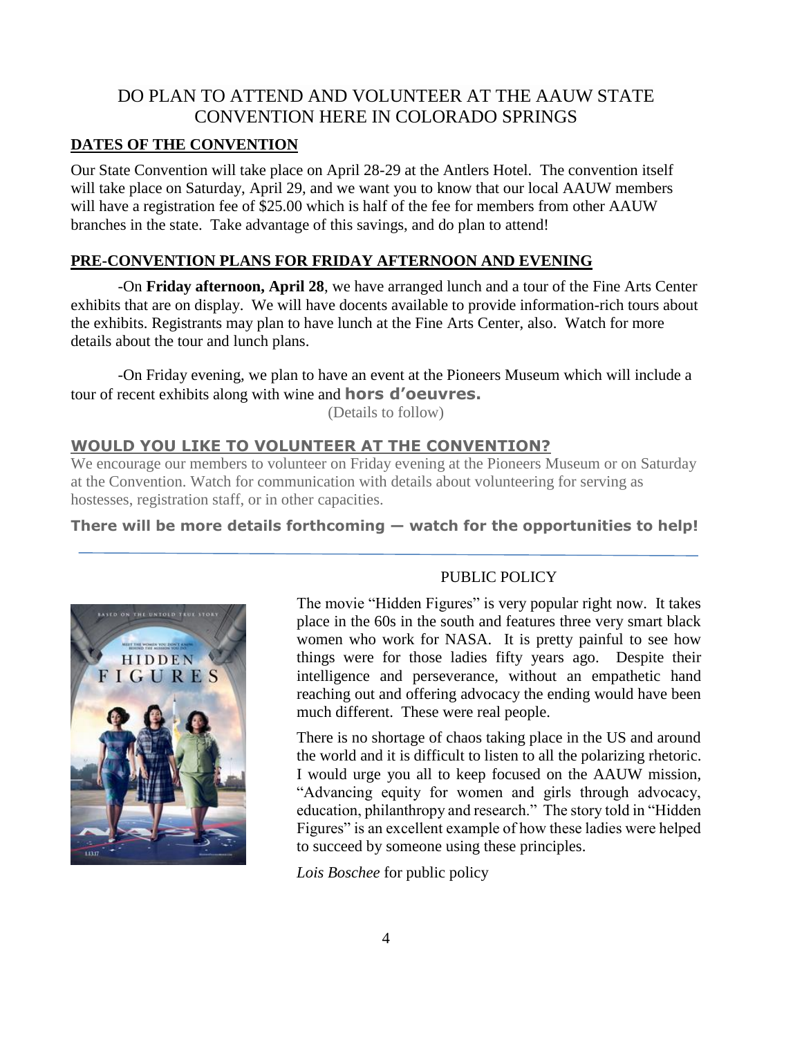# DO PLAN TO ATTEND AND VOLUNTEER AT THE AAUW STATE CONVENTION HERE IN COLORADO SPRINGS

## DATES OF THE CONVENTION

Our State Convention will take place on April 28-29 at the Antlers Hotel. The convention itself will take place on Saturday, April 29, and we want you to know that our local AAUW members will have a registration fee of $25.00 which is half of the fee for members from other AAUW branches in the state. Take advantage of this savings, and do plan to attend!

## PRE-CONVENTION PLANS FOR FRIDAY AFTERNOON AND EVENING

-On **Friday afternoon, April 28**, we have arranged lunch and a tour of the Fine Arts Center exhibits that are on display. We will have docents available to provide information-rich tours about the exhibits. Registrants may plan to have lunch at the Fine Arts Center, also. Watch for more details about the tour and lunch plans.

-On Friday evening, we plan to have an event at the Pioneers Museum which will include a tour of recent exhibits along with wine and **hors d'oeuvres.**

(Details to follow)

## WOULD YOU LIKE TO VOLUNTEER AT THE CONVENTION?

We encourage our members to volunteer on Friday evening at the Pioneers Museum or on Saturday at the Convention. Watch for communication with details about volunteering for serving as hostesses, registration staff, or in other capacities.

**There will be more details forthcoming — watch for the opportunities to help!**

---

## PUBLIC POLICY

The movie "Hidden Figures" is very popular right now. It takes place in the 60s in the south and features three very smart black women who work for NASA. It is pretty painful to see how things were for those ladies fifty years ago. Despite their intelligence and perseverance, without an empathetic hand reaching out and offering advocacy the ending would have been much different. These were real people.

There is no shortage of chaos taking place in the US and around the world and it is difficult to listen to all the polarizing rhetoric. I would urge you all to keep focused on the AAUW mission, "Advancing equity for women and girls through advocacy, education, philanthropy and research." The story told in "Hidden Figures" is an excellent example of how these ladies were helped to succeed by someone using these principles.

*Lois Boschee* for public policy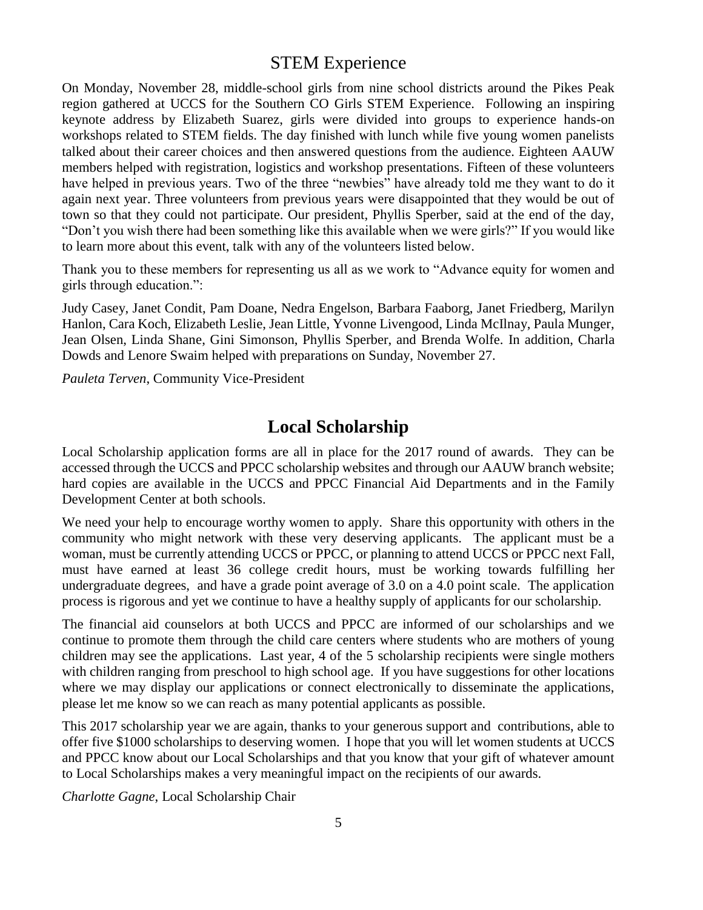## STEM Experience

On Monday, November 28, middle-school girls from nine school districts around the Pikes Peak region gathered at UCCS for the Southern CO Girls STEM Experience. Following an inspiring keynote address by Elizabeth Suarez, girls were divided into groups to experience hands-on workshops related to STEM fields. The day finished with lunch while five young women panelists talked about their career choices and then answered questions from the audience. Eighteen AAUW members helped with registration, logistics and workshop presentations. Fifteen of these volunteers have helped in previous years. Two of the three "newbies" have already told me they want to do it again next year. Three volunteers from previous years were disappointed that they would be out of town so that they could not participate. Our president, Phyllis Sperber, said at the end of the day, "Don't you wish there had been something like this available when we were girls?" If you would like to learn more about this event, talk with any of the volunteers listed below.

Thank you to these members for representing us all as we work to "Advance equity for women and girls through education.":

Judy Casey, Janet Condit, Pam Doane, Nedra Engelson, Barbara Faaborg, Janet Friedberg, Marilyn Hanlon, Cara Koch, Elizabeth Leslie, Jean Little, Yvonne Livengood, Linda McIlnay, Paula Munger, Jean Olsen, Linda Shane, Gini Simonson, Phyllis Sperber, and Brenda Wolfe. In addition, Charla Dowds and Lenore Swaim helped with preparations on Sunday, November 27.

*Pauleta Terven*, Community Vice-President

## Local Scholarship

Local Scholarship application forms are all in place for the 2017 round of awards. They can be accessed through the UCCS and PPCC scholarship websites and through our AAUW branch website; hard copies are available in the UCCS and PPCC Financial Aid Departments and in the Family Development Center at both schools.

We need your help to encourage worthy women to apply. Share this opportunity with others in the community who might network with these very deserving applicants. The applicant must be a woman, must be currently attending UCCS or PPCC, or planning to attend UCCS or PPCC next Fall, must have earned at least 36 college credit hours, must be working towards fulfilling her undergraduate degrees, and have a grade point average of 3.0 on a 4.0 point scale. The application process is rigorous and yet we continue to have a healthy supply of applicants for our scholarship.

The financial aid counselors at both UCCS and PPCC are informed of our scholarships and we continue to promote them through the child care centers where students who are mothers of young children may see the applications. Last year, 4 of the 5 scholarship recipients were single mothers with children ranging from preschool to high school age. If you have suggestions for other locations where we may display our applications or connect electronically to disseminate the applications, please let me know so we can reach as many potential applicants as possible.

This 2017 scholarship year we are again, thanks to your generous support and contributions, able to offer five $1000 scholarships to deserving women. I hope that you will let women students at UCCS and PPCC know about our Local Scholarships and that you know that your gift of whatever amount to Local Scholarships makes a very meaningful impact on the recipients of our awards.

*Charlotte Gagne*, Local Scholarship Chair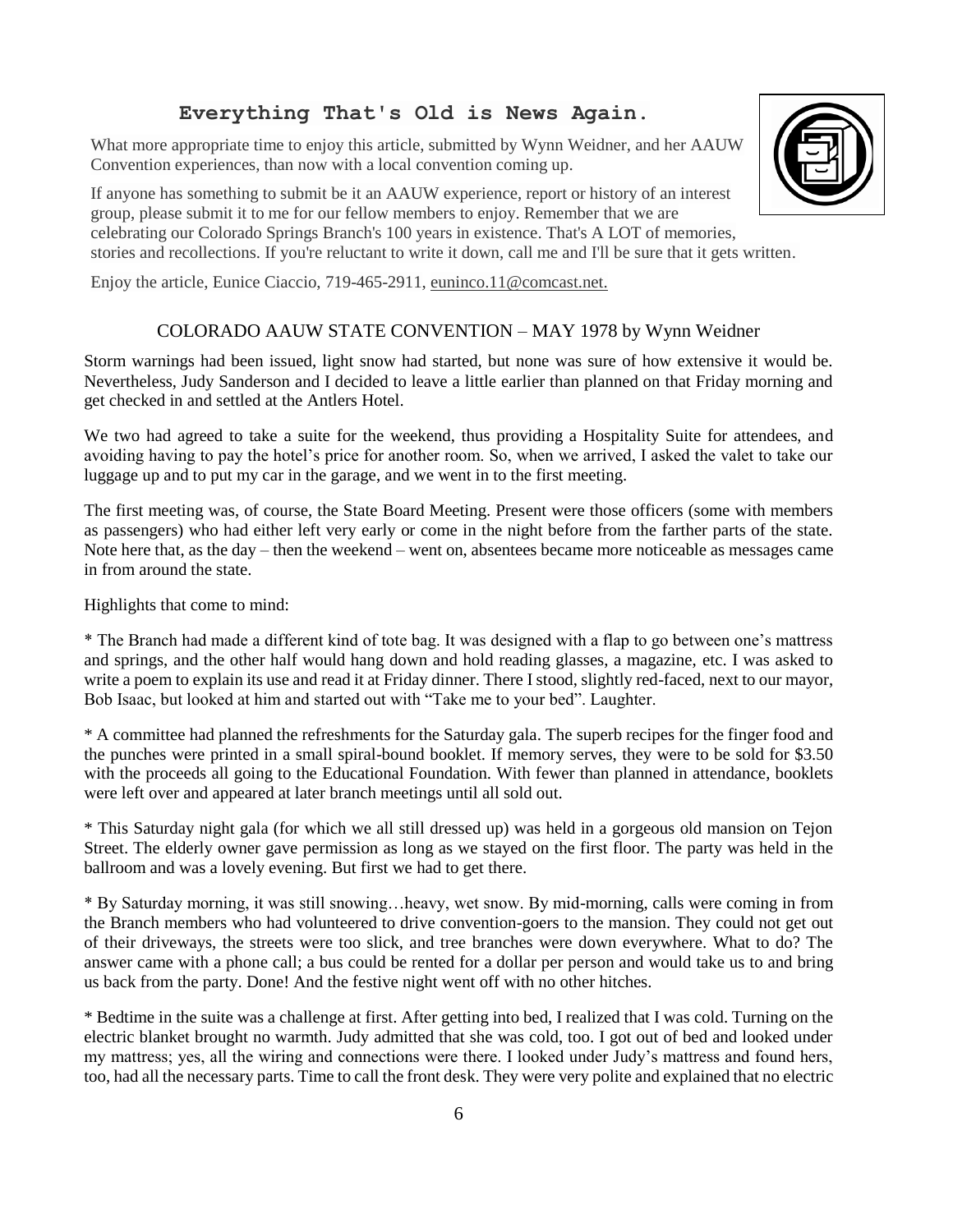## Everything That's Old is News Again.

What more appropriate time to enjoy this article, submitted by Wynn Weidner, and her AAUW Convention experiences, than now with a local convention coming up.

If anyone has something to submit be it an AAUW experience, report or history of an interest group, please submit it to me for our fellow members to enjoy. Remember that we are celebrating our Colorado Springs Branch's 100 years in existence. That's A LOT of memories, stories and recollections. If you're reluctant to write it down, call me and I'll be sure that it gets written.

Enjoy the article, Eunice Ciaccio, 719-465-2911, euninco.11@comcast.net.

### COLORADO AAUW STATE CONVENTION – MAY 1978 by Wynn Weidner

Storm warnings had been issued, light snow had started, but none was sure of how extensive it would be. Nevertheless, Judy Sanderson and I decided to leave a little earlier than planned on that Friday morning and get checked in and settled at the Antlers Hotel.

We two had agreed to take a suite for the weekend, thus providing a Hospitality Suite for attendees, and avoiding having to pay the hotel's price for another room. So, when we arrived, I asked the valet to take our luggage up and to put my car in the garage, and we went in to the first meeting.

The first meeting was, of course, the State Board Meeting. Present were those officers (some with members as passengers) who had either left very early or come in the night before from the farther parts of the state. Note here that, as the day – then the weekend – went on, absentees became more noticeable as messages came in from around the state.

Highlights that come to mind:

* The Branch had made a different kind of tote bag. It was designed with a flap to go between one's mattress and springs, and the other half would hang down and hold reading glasses, a magazine, etc. I was asked to write a poem to explain its use and read it at Friday dinner. There I stood, slightly red-faced, next to our mayor, Bob Isaac, but looked at him and started out with "Take me to your bed". Laughter.

* A committee had planned the refreshments for the Saturday gala. The superb recipes for the finger food and the punches were printed in a small spiral-bound booklet. If memory serves, they were to be sold for $3.50 with the proceeds all going to the Educational Foundation. With fewer than planned in attendance, booklets were left over and appeared at later branch meetings until all sold out.

* This Saturday night gala (for which we all still dressed up) was held in a gorgeous old mansion on Tejon Street. The elderly owner gave permission as long as we stayed on the first floor. The party was held in the ballroom and was a lovely evening. But first we had to get there.

* By Saturday morning, it was still snowing…heavy, wet snow. By mid-morning, calls were coming in from the Branch members who had volunteered to drive convention-goers to the mansion. They could not get out of their driveways, the streets were too slick, and tree branches were down everywhere. What to do? The answer came with a phone call; a bus could be rented for a dollar per person and would take us to and bring us back from the party. Done! And the festive night went off with no other hitches.

* Bedtime in the suite was a challenge at first. After getting into bed, I realized that I was cold. Turning on the electric blanket brought no warmth. Judy admitted that she was cold, too. I got out of bed and looked under my mattress; yes, all the wiring and connections were there. I looked under Judy's mattress and found hers, too, had all the necessary parts. Time to call the front desk. They were very polite and explained that no electric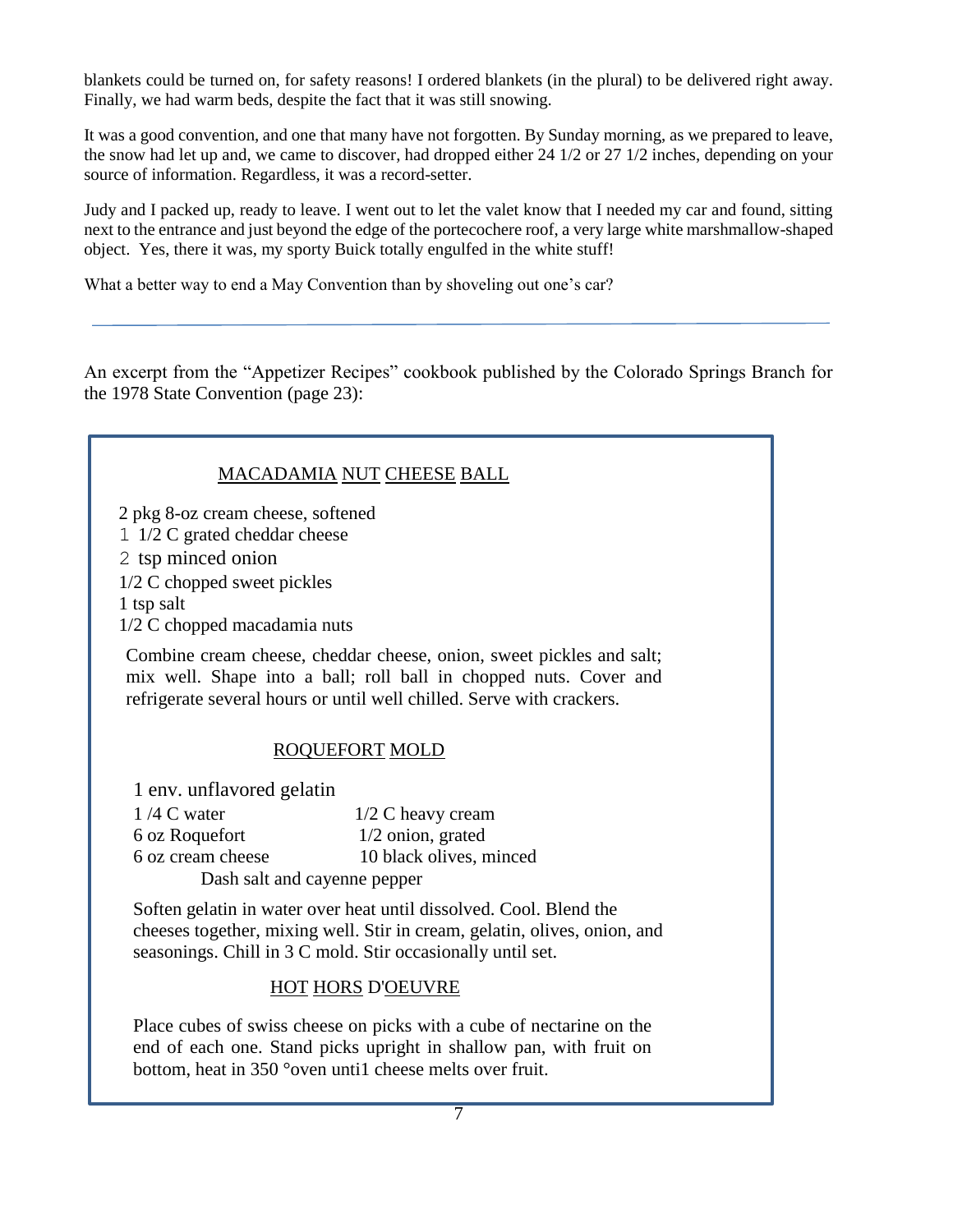blankets could be turned on, for safety reasons! I ordered blankets (in the plural) to be delivered right away. Finally, we had warm beds, despite the fact that it was still snowing.

It was a good convention, and one that many have not forgotten. By Sunday morning, as we prepared to leave, the snow had let up and, we came to discover, had dropped either 24 1/2 or 27 1/2 inches, depending on your source of information. Regardless, it was a record-setter.

Judy and I packed up, ready to leave. I went out to let the valet know that I needed my car and found, sitting next to the entrance and just beyond the edge of the portecochere roof, a very large white marshmallow-shaped object. Yes, there it was, my sporty Buick totally engulfed in the white stuff!

What a better way to end a May Convention than by shoveling out one's car?

---

An excerpt from the "Appetizer Recipes" cookbook published by the Colorado Springs Branch for the 1978 State Convention (page 23):

### MACADAMIA NUT CHEESE BALL

2 pkg 8-oz cream cheese, softened
1 1/2 C grated cheddar cheese
2 tsp minced onion
1/2 C chopped sweet pickles
1 tsp salt
1/2 C chopped macadamia nuts

Combine cream cheese, cheddar cheese, onion, sweet pickles and salt; mix well. Shape into a ball; roll ball in chopped nuts. Cover and refrigerate several hours or until well chilled. Serve with crackers.

### ROQUEFORT MOLD

1 env. unflavored gelatin
1 /4 C water
6 oz Roquefort
6 oz cream cheese
1/2 C heavy cream
1/2 onion, grated
10 black olives, minced
Dash salt and cayenne pepper

Soften gelatin in water over heat until dissolved. Cool. Blend the cheeses together, mixing well. Stir in cream, gelatin, olives, onion, and seasonings. Chill in 3 C mold. Stir occasionally until set.

### HOT HORS D'OEUVRE

Place cubes of swiss cheese on picks with a cube of nectarine on the end of each one. Stand picks upright in shallow pan, with fruit on bottom, heat in 350 °oven unti1 cheese melts over fruit.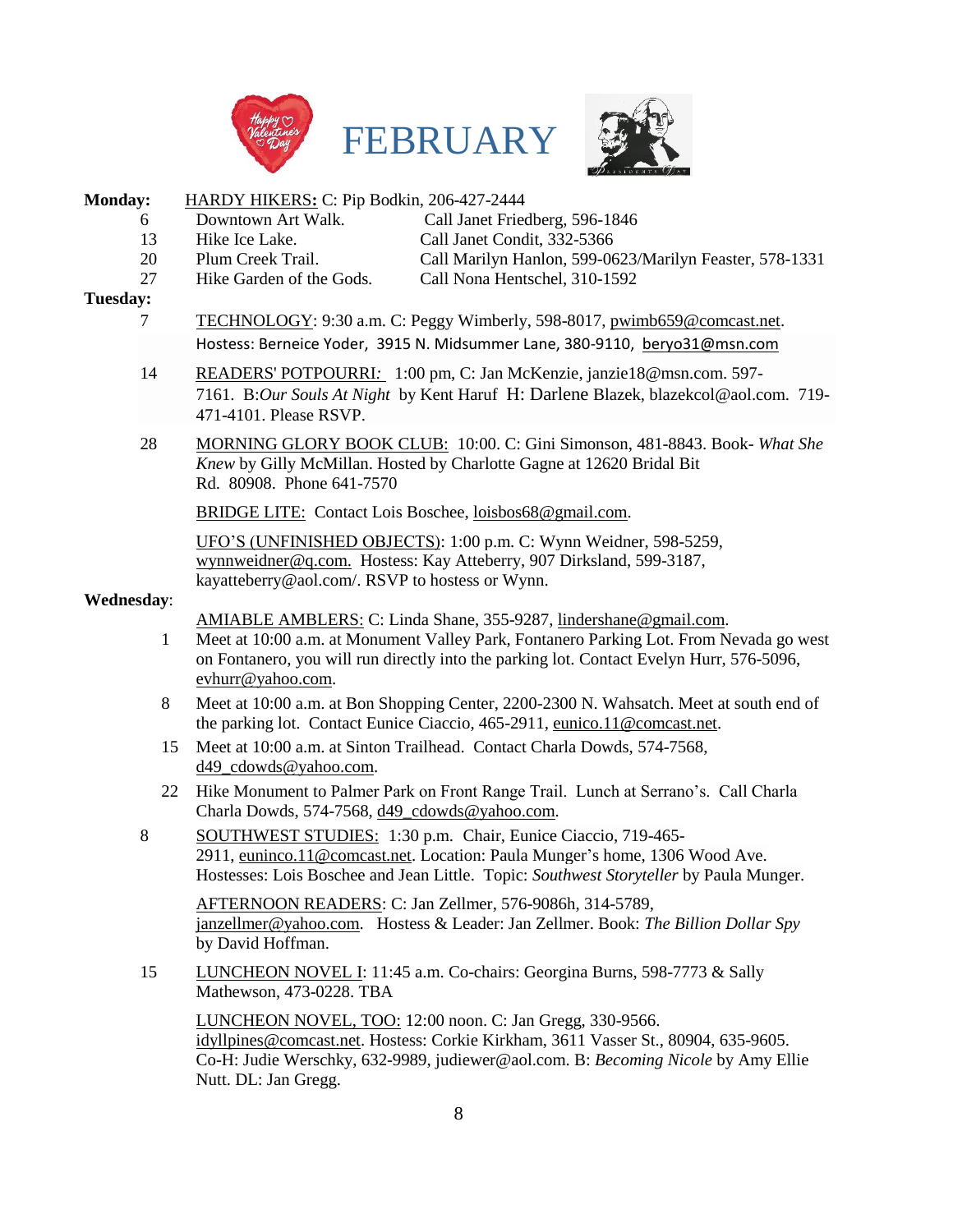# FEBRUARY

**Monday:** <u>HARDY HIKERS:</u> C: Pip Bodkin, 206-427-2444

| | | |
|---|---|---|
| 6 | Downtown Art Walk. | Call Janet Friedberg, 596-1846 |
| 13 | Hike Ice Lake. | Call Janet Condit, 332-5366 |
| 20 | Plum Creek Trail. | Call Marilyn Hanlon, 599-0623/Marilyn Feaster, 578-1331 |
| 27 | Hike Garden of the Gods. | Call Nona Hentschel, 310-1592 |

**Tuesday:**

7 — <u>TECHNOLOGY</u>: 9:30 a.m. C: Peggy Wimberly, 598-8017, pwimb659@comcast.net. Hostess: Berneice Yoder, 3915 N. Midsummer Lane, 380-9110, beryo31@msn.com

14 — <u>READERS' POTPOURRI</u>: 1:00 pm, C: Jan McKenzie, janzie18@msn.com. 597-7161. B: *Our Souls At Night* by Kent Haruf H: Darlene Blazek, blazekcol@aol.com. 719-471-4101. Please RSVP.

28 — <u>MORNING GLORY BOOK CLUB:</u> 10:00. C: Gini Simonson, 481-8843. Book- *What She Knew* by Gilly McMillan. Hosted by Charlotte Gagne at 12620 Bridal Bit Rd. 80908. Phone 641-7570

<u>BRIDGE LITE:</u> Contact Lois Boschee, loisbos68@gmail.com.

<u>UFO'S (UNFINISHED OBJECTS)</u>: 1:00 p.m. C: Wynn Weidner, 598-5259, wynnweidner@q.com. Hostess: Kay Atteberry, 907 Dirksland, 599-3187, kayatteberry@aol.com/. RSVP to hostess or Wynn.

**Wednesday**:

<u>AMIABLE AMBLERS:</u> C: Linda Shane, 355-9287, lindershane@gmail.com.

1 — Meet at 10:00 a.m. at Monument Valley Park, Fontanero Parking Lot. From Nevada go west on Fontanero, you will run directly into the parking lot. Contact Evelyn Hurr, 576-5096, evhurr@yahoo.com.

8 — Meet at 10:00 a.m. at Bon Shopping Center, 2200-2300 N. Wahsatch. Meet at south end of the parking lot. Contact Eunice Ciaccio, 465-2911, eunico.11@comcast.net.

15 — Meet at 10:00 a.m. at Sinton Trailhead. Contact Charla Dowds, 574-7568, d49_cdowds@yahoo.com.

22 — Hike Monument to Palmer Park on Front Range Trail. Lunch at Serrano's. Call Charla Charla Dowds, 574-7568, d49_cdowds@yahoo.com.

8 — <u>SOUTHWEST STUDIES:</u> 1:30 p.m. Chair, Eunice Ciaccio, 719-465-2911, euninco.11@comcast.net. Location: Paula Munger's home, 1306 Wood Ave. Hostesses: Lois Boschee and Jean Little. Topic: *Southwest Storyteller* by Paula Munger.

<u>AFTERNOON READERS</u>: C: Jan Zellmer, 576-9086h, 314-5789, janzellmer@yahoo.com. Hostess & Leader: Jan Zellmer. Book: *The Billion Dollar Spy* by David Hoffman.

15 — <u>LUNCHEON NOVEL I</u>: 11:45 a.m. Co-chairs: Georgina Burns, 598-7773 & Sally Mathewson, 473-0228. TBA

<u>LUNCHEON NOVEL, TOO:</u> 12:00 noon. C: Jan Gregg, 330-9566. idyllpines@comcast.net. Hostess: Corkie Kirkham, 3611 Vasser St., 80904, 635-9605. Co-H: Judie Werschky, 632-9989, judiewer@aol.com. B: *Becoming Nicole* by Amy Ellie Nutt. DL: Jan Gregg.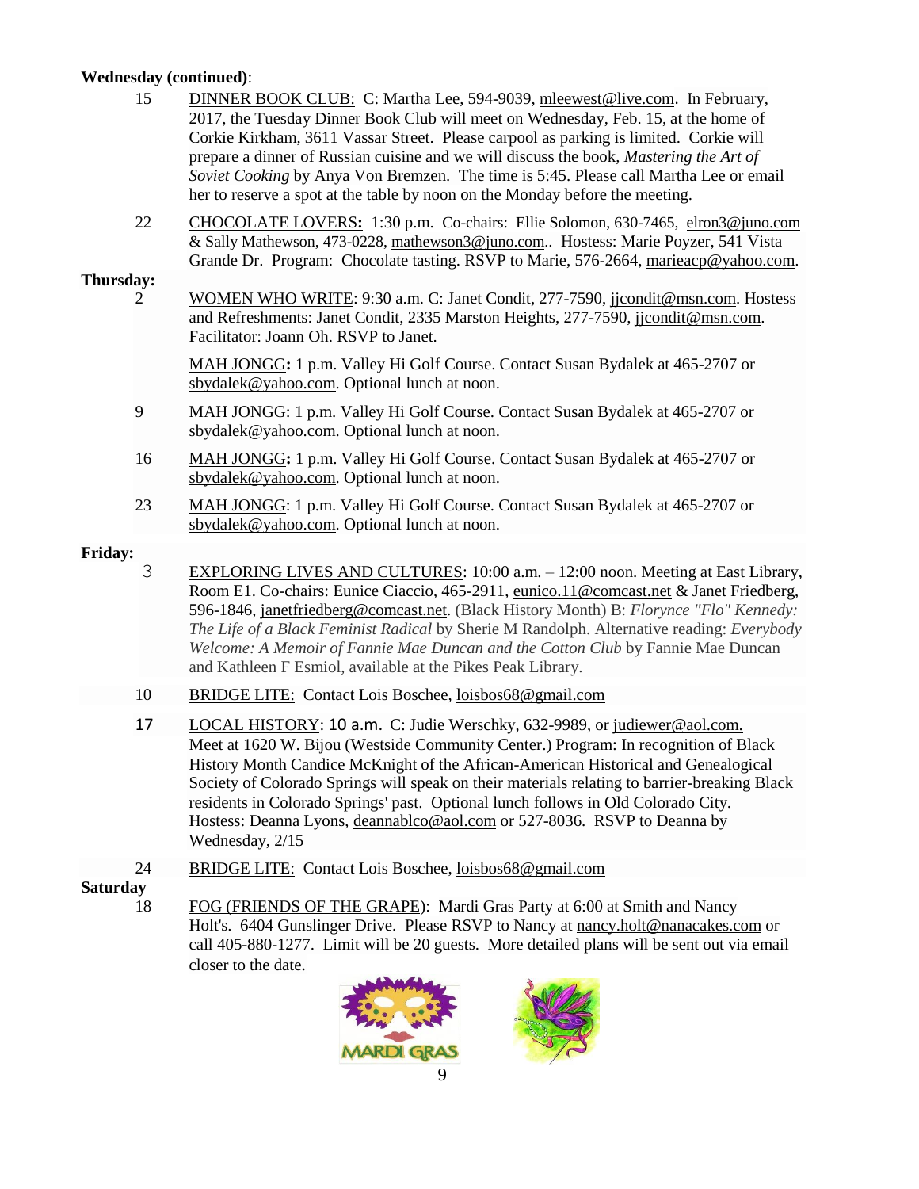**Wednesday (continued)**:

15 DINNER BOOK CLUB: C: Martha Lee, 594-9039, mleewest@live.com. In February, 2017, the Tuesday Dinner Book Club will meet on Wednesday, Feb. 15, at the home of Corkie Kirkham, 3611 Vassar Street. Please carpool as parking is limited. Corkie will prepare a dinner of Russian cuisine and we will discuss the book, *Mastering the Art of Soviet Cooking* by Anya Von Bremzen. The time is 5:45. Please call Martha Lee or email her to reserve a spot at the table by noon on the Monday before the meeting.

22 CHOCOLATE LOVERS**:** 1:30 p.m. Co-chairs: Ellie Solomon, 630-7465, elron3@juno.com & Sally Mathewson, 473-0228, mathewson3@juno.com.. Hostess: Marie Poyzer, 541 Vista Grande Dr. Program: Chocolate tasting. RSVP to Marie, 576-2664, marieacp@yahoo.com.

**Thursday:**

2 WOMEN WHO WRITE: 9:30 a.m. C: Janet Condit, 277-7590, jjcondit@msn.com. Hostess and Refreshments: Janet Condit, 2335 Marston Heights, 277-7590, jjcondit@msn.com. Facilitator: Joann Oh. RSVP to Janet.

MAH JONGG**:** 1 p.m. Valley Hi Golf Course. Contact Susan Bydalek at 465-2707 or sbydalek@yahoo.com. Optional lunch at noon.

9 MAH JONGG: 1 p.m. Valley Hi Golf Course. Contact Susan Bydalek at 465-2707 or sbydalek@yahoo.com. Optional lunch at noon.

16 MAH JONGG**:** 1 p.m. Valley Hi Golf Course. Contact Susan Bydalek at 465-2707 or sbydalek@yahoo.com. Optional lunch at noon.

23 MAH JONGG: 1 p.m. Valley Hi Golf Course. Contact Susan Bydalek at 465-2707 or sbydalek@yahoo.com. Optional lunch at noon.

**Friday:**

3 EXPLORING LIVES AND CULTURES: 10:00 a.m. – 12:00 noon. Meeting at East Library, Room E1. Co-chairs: Eunice Ciaccio, 465-2911, eunico.11@comcast.net & Janet Friedberg, 596-1846, janetfriedberg@comcast.net. (Black History Month) B: *Florynce "Flo" Kennedy: The Life of a Black Feminist Radical* by Sherie M Randolph. Alternative reading: *Everybody Welcome: A Memoir of Fannie Mae Duncan and the Cotton Club* by Fannie Mae Duncan and Kathleen F Esmiol, available at the Pikes Peak Library.

10 BRIDGE LITE: Contact Lois Boschee, loisbos68@gmail.com

17 LOCAL HISTORY: 10 a.m. C: Judie Werschky, 632-9989, or judiewer@aol.com. Meet at 1620 W. Bijou (Westside Community Center.) Program: In recognition of Black History Month Candice McKnight of the African-American Historical and Genealogical Society of Colorado Springs will speak on their materials relating to barrier-breaking Black residents in Colorado Springs' past. Optional lunch follows in Old Colorado City. Hostess: Deanna Lyons, deannablco@aol.com or 527-8036. RSVP to Deanna by Wednesday, 2/15

24 BRIDGE LITE: Contact Lois Boschee, loisbos68@gmail.com

**Saturday**

18 FOG (FRIENDS OF THE GRAPE): Mardi Gras Party at 6:00 at Smith and Nancy Holt's. 6404 Gunslinger Drive. Please RSVP to Nancy at nancy.holt@nanacakes.com or call 405-880-1277. Limit will be 20 guests. More detailed plans will be sent out via email closer to the date.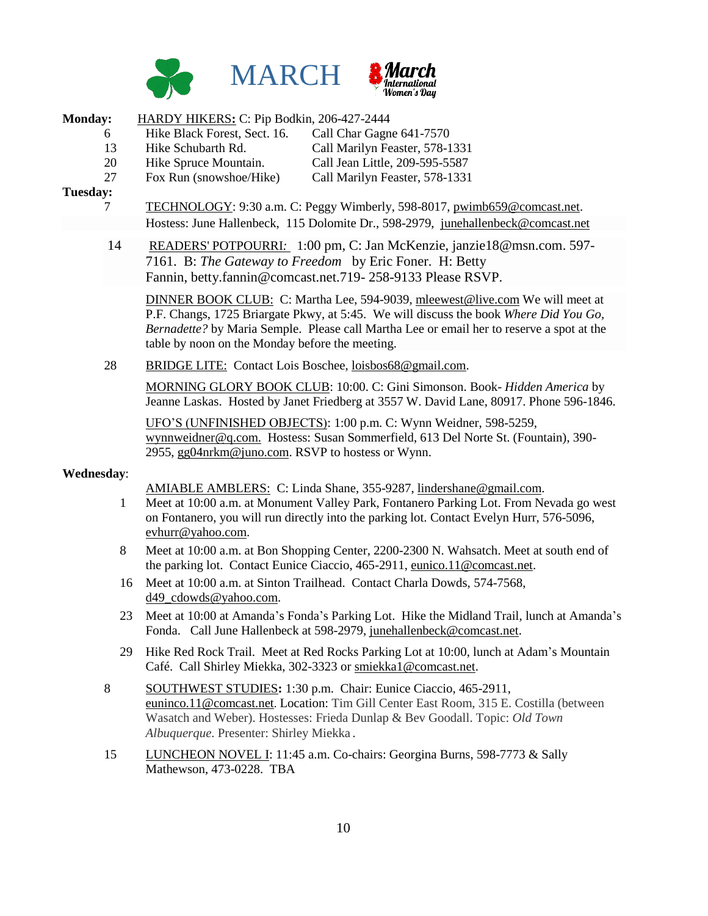# MARCH

8 March International Women's Day

**Monday:** HARDY HIKERS**:** C: Pip Bodkin, 206-427-2444

| | | |
|---|---|---|
| 6 | Hike Black Forest, Sect. 16. | Call Char Gagne 641-7570 |
| 13 | Hike Schubarth Rd. | Call Marilyn Feaster, 578-1331 |
| 20 | Hike Spruce Mountain. | Call Jean Little, 209-595-5587 |
| 27 | Fox Run (snowshoe/Hike) | Call Marilyn Feaster, 578-1331 |

**Tuesday:**

7 TECHNOLOGY: 9:30 a.m. C: Peggy Wimberly, 598-8017, pwimb659@comcast.net. Hostess: June Hallenbeck, 115 Dolomite Dr., 598-2979, junehallenbeck@comcast.net

14 READERS' POTPOURRI*:* 1:00 pm, C: Jan McKenzie, janzie18@msn.com. 597-7161. B: *The Gateway to Freedom* by Eric Foner. H: Betty Fannin, betty.fannin@comcast.net.719- 258-9133 Please RSVP.

DINNER BOOK CLUB: C: Martha Lee, 594-9039, mleewest@live.com We will meet at P.F. Changs, 1725 Briargate Pkwy, at 5:45. We will discuss the book *Where Did You Go, Bernadette?* by Maria Semple. Please call Martha Lee or email her to reserve a spot at the table by noon on the Monday before the meeting.

28 BRIDGE LITE: Contact Lois Boschee, loisbos68@gmail.com.

MORNING GLORY BOOK CLUB: 10:00. C: Gini Simonson. Book- *Hidden America* by Jeanne Laskas. Hosted by Janet Friedberg at 3557 W. David Lane, 80917. Phone 596-1846.

UFO'S (UNFINISHED OBJECTS): 1:00 p.m. C: Wynn Weidner, 598-5259, wynnweidner@q.com. Hostess: Susan Sommerfield, 613 Del Norte St. (Fountain), 390-2955, gg04nrkm@juno.com. RSVP to hostess or Wynn.

**Wednesday**:

AMIABLE AMBLERS: C: Linda Shane, 355-9287, lindershane@gmail.com.

1 Meet at 10:00 a.m. at Monument Valley Park, Fontanero Parking Lot. From Nevada go west on Fontanero, you will run directly into the parking lot. Contact Evelyn Hurr, 576-5096, evhurr@yahoo.com.

8 Meet at 10:00 a.m. at Bon Shopping Center, 2200-2300 N. Wahsatch. Meet at south end of the parking lot. Contact Eunice Ciaccio, 465-2911, eunico.11@comcast.net.

16 Meet at 10:00 a.m. at Sinton Trailhead. Contact Charla Dowds, 574-7568, d49_cdowds@yahoo.com.

23 Meet at 10:00 at Amanda's Fonda's Parking Lot. Hike the Midland Trail, lunch at Amanda's Fonda. Call June Hallenbeck at 598-2979, junehallenbeck@comcast.net.

29 Hike Red Rock Trail. Meet at Red Rocks Parking Lot at 10:00, lunch at Adam's Mountain Café. Call Shirley Miekka, 302-3323 or smiekka1@comcast.net.

8 SOUTHWEST STUDIES**:** 1:30 p.m. Chair: Eunice Ciaccio, 465-2911, euninco.11@comcast.net. Location: Tim Gill Center East Room, 315 E. Costilla (between Wasatch and Weber). Hostesses: Frieda Dunlap & Bev Goodall. Topic: *Old Town Albuquerque*. Presenter: Shirley Miekka.

15 LUNCHEON NOVEL I: 11:45 a.m. Co-chairs: Georgina Burns, 598-7773 & Sally Mathewson, 473-0228. TBA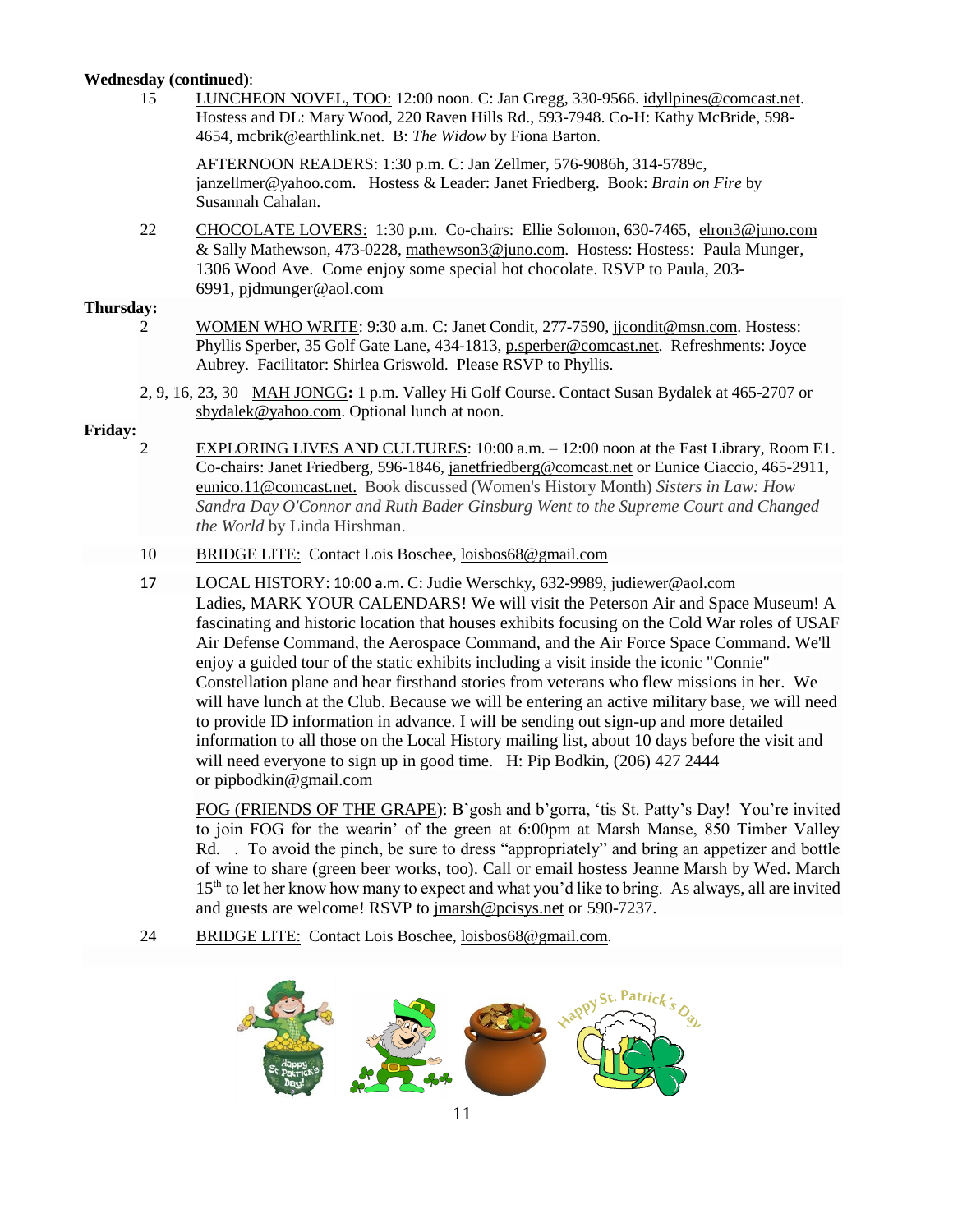**Wednesday (continued)**:

15 LUNCHEON NOVEL, TOO: 12:00 noon. C: Jan Gregg, 330-9566. idyllpines@comcast.net. Hostess and DL: Mary Wood, 220 Raven Hills Rd., 593-7948. Co-H: Kathy McBride, 598-4654, mcbrik@earthlink.net. B: *The Widow* by Fiona Barton.

AFTERNOON READERS: 1:30 p.m. C: Jan Zellmer, 576-9086h, 314-5789c, janzellmer@yahoo.com. Hostess & Leader: Janet Friedberg. Book: *Brain on Fire* by Susannah Cahalan.

22 CHOCOLATE LOVERS: 1:30 p.m. Co-chairs: Ellie Solomon, 630-7465, elron3@juno.com & Sally Mathewson, 473-0228, mathewson3@juno.com. Hostess: Hostess: Paula Munger, 1306 Wood Ave. Come enjoy some special hot chocolate. RSVP to Paula, 203-6991, pjdmunger@aol.com

**Thursday:**

2 WOMEN WHO WRITE: 9:30 a.m. C: Janet Condit, 277-7590, jjcondit@msn.com. Hostess: Phyllis Sperber, 35 Golf Gate Lane, 434-1813, p.sperber@comcast.net. Refreshments: Joyce Aubrey. Facilitator: Shirlea Griswold. Please RSVP to Phyllis.

2, 9, 16, 23, 30 MAH JONGG**:** 1 p.m. Valley Hi Golf Course. Contact Susan Bydalek at 465-2707 or sbydalek@yahoo.com. Optional lunch at noon.

**Friday:**

2 EXPLORING LIVES AND CULTURES: 10:00 a.m. – 12:00 noon at the East Library, Room E1. Co-chairs: Janet Friedberg, 596-1846, janetfriedberg@comcast.net or Eunice Ciaccio, 465-2911, eunico.11@comcast.net. Book discussed (Women's History Month) *Sisters in Law: How Sandra Day O'Connor and Ruth Bader Ginsburg Went to the Supreme Court and Changed the World* by Linda Hirshman.

10 BRIDGE LITE: Contact Lois Boschee, loisbos68@gmail.com

17 LOCAL HISTORY: 10:00 a.m. C: Judie Werschky, 632-9989, judiewer@aol.com
Ladies, MARK YOUR CALENDARS! We will visit the Peterson Air and Space Museum! A fascinating and historic location that houses exhibits focusing on the Cold War roles of USAF Air Defense Command, the Aerospace Command, and the Air Force Space Command. We'll enjoy a guided tour of the static exhibits including a visit inside the iconic "Connie" Constellation plane and hear firsthand stories from veterans who flew missions in her. We will have lunch at the Club. Because we will be entering an active military base, we will need to provide ID information in advance. I will be sending out sign-up and more detailed information to all those on the Local History mailing list, about 10 days before the visit and will need everyone to sign up in good time. H: Pip Bodkin, (206) 427 2444 or pipbodkin@gmail.com

FOG (FRIENDS OF THE GRAPE): B'gosh and b'gorra, 'tis St. Patty's Day! You're invited to join FOG for the wearin' of the green at 6:00pm at Marsh Manse, 850 Timber Valley Rd. . To avoid the pinch, be sure to dress "appropriately" and bring an appetizer and bottle of wine to share (green beer works, too). Call or email hostess Jeanne Marsh by Wed. March 15th to let her know how many to expect and what you'd like to bring. As always, all are invited and guests are welcome! RSVP to jmarsh@pcisys.net or 590-7237.

24 BRIDGE LITE: Contact Lois Boschee, loisbos68@gmail.com.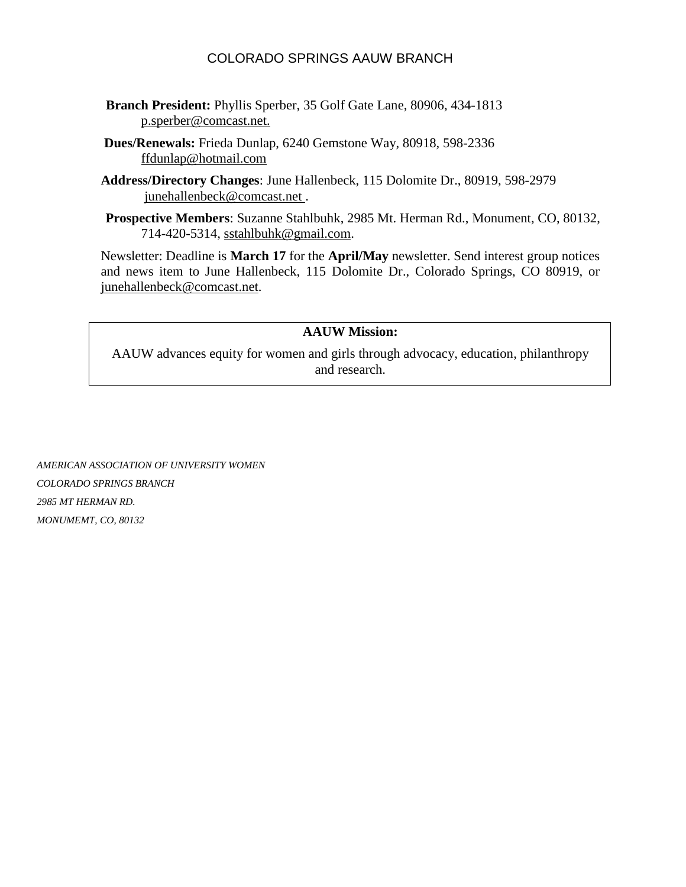# COLORADO SPRINGS AAUW BRANCH

**Branch President:** Phyllis Sperber, 35 Golf Gate Lane, 80906, 434-1813 p.sperber@comcast.net.

**Dues/Renewals:** Frieda Dunlap, 6240 Gemstone Way, 80918, 598-2336 ffdunlap@hotmail.com

**Address/Directory Changes**: June Hallenbeck, 115 Dolomite Dr., 80919, 598-2979 junehallenbeck@comcast.net .

**Prospective Members**: Suzanne Stahlbuhk, 2985 Mt. Herman Rd., Monument, CO, 80132, 714-420-5314, sstahlbuhk@gmail.com.

Newsletter: Deadline is **March 17** for the **April/May** newsletter. Send interest group notices and news item to June Hallenbeck, 115 Dolomite Dr., Colorado Springs, CO 80919, or junehallenbeck@comcast.net.

**AAUW Mission:**

AAUW advances equity for women and girls through advocacy, education, philanthropy and research.

*AMERICAN ASSOCIATION OF UNIVERSITY WOMEN*
*COLORADO SPRINGS BRANCH*
*2985 MT HERMAN RD.*
*MONUMEMT, CO, 80132*